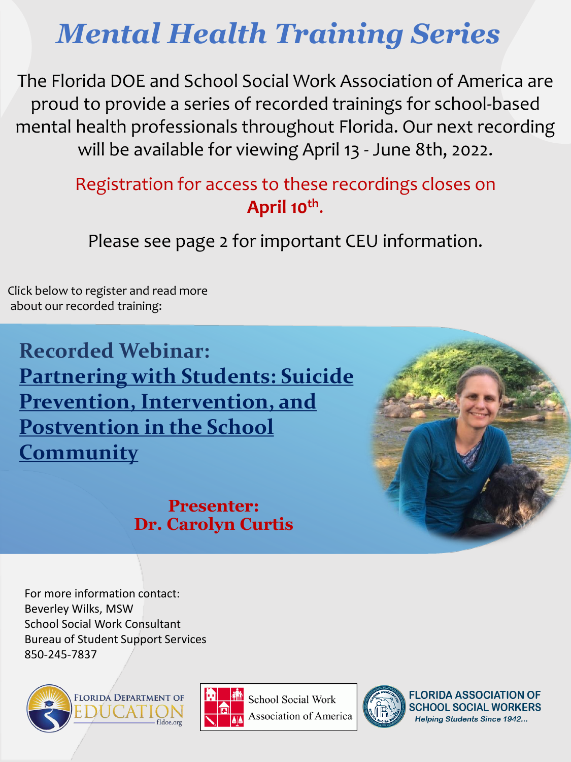# *Mental Health Training Series*

The Florida DOE and School Social Work Association of America are proud to provide a series of recorded trainings for school-based mental health professionals throughout Florida. Our next recording will be available for viewing April 13 - June 8th, 2022.

Registration for access to these recordings closes on **April 10th**.

Please see page 2 for important CEU information.

Click below to register and read more about our recorded training:

## Recorded Webinar:

## Partnering with Students: Suicide Prevention, Intervention, and Postvention in the School Community

**Presenter:**
**Dr. Carolyn Curtis**

For more information contact:
Beverley Wilks, MSW
School Social Work Consultant
Bureau of Student Support Services
850-245-7837

Florida Department of Education fldoe.org

School Social Work Association of America

Florida Association of School Social Workers
*Helping Students Since 1942...*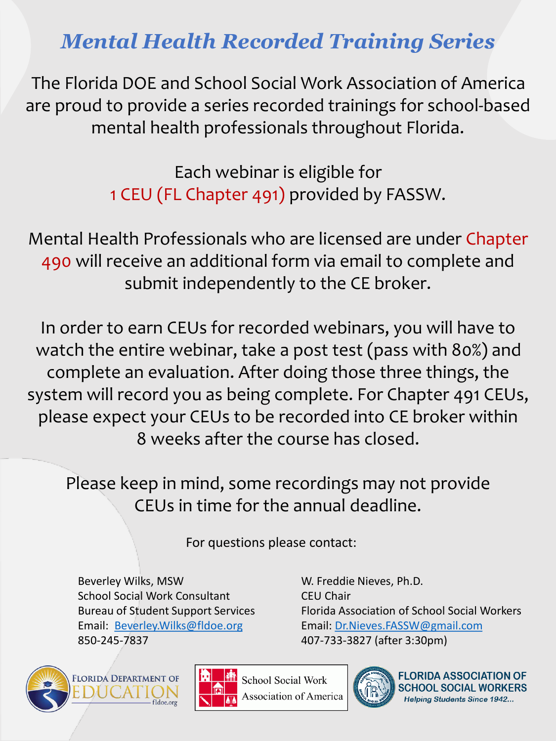# *Mental Health Recorded Training Series*

The Florida DOE and School Social Work Association of America are proud to provide a series recorded trainings for school-based mental health professionals throughout Florida.

Each webinar is eligible for 1 CEU (FL Chapter 491) provided by FASSW.

Mental Health Professionals who are licensed are under Chapter 490 will receive an additional form via email to complete and submit independently to the CE broker.

In order to earn CEUs for recorded webinars, you will have to watch the entire webinar, take a post test (pass with 80%) and complete an evaluation. After doing those three things, the system will record you as being complete. For Chapter 491 CEUs, please expect your CEUs to be recorded into CE broker within 8 weeks after the course has closed.

Please keep in mind, some recordings may not provide CEUs in time for the annual deadline.

For questions please contact:

Beverley Wilks, MSW
School Social Work Consultant
Bureau of Student Support Services
Email: Beverley.Wilks@fldoe.org
850-245-7837

W. Freddie Nieves, Ph.D.
CEU Chair
Florida Association of School Social Workers
Email: Dr.Nieves.FASSW@gmail.com
407-733-3827 (after 3:30pm)

Florida Department of Education fldoe.org

School Social Work Association of America

Florida Association of School Social Workers
Helping Students Since 1942...